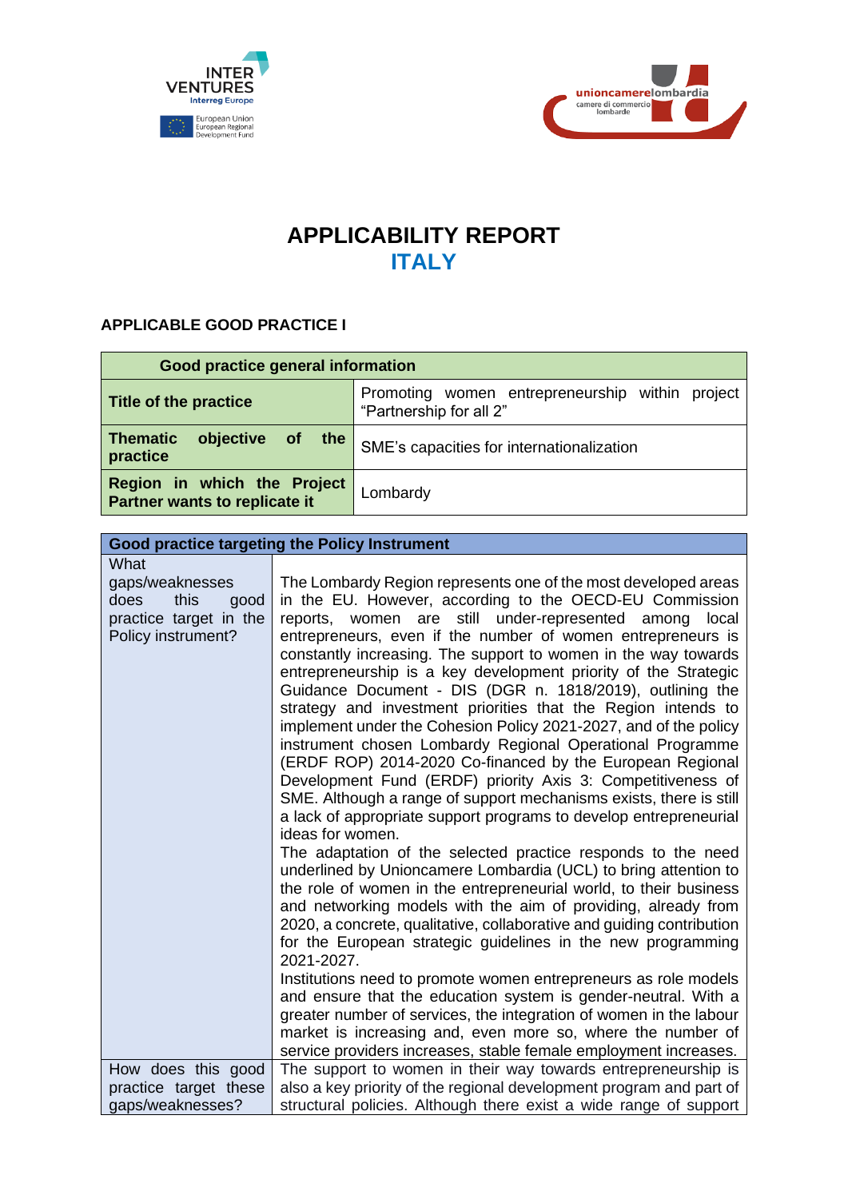# APPLICABILITY REPORT

## ITALY

### APPLICABLE GOOD PRACTICE I

| Good practice general information | |
|---|---|
| **Title of the practice** | Promoting women entrepreneurship within project "Partnership for all 2" |
| **Thematic objective of the practice** | SME's capacities for internationalization |
| **Region in which the Project Partner wants to replicate it** | Lombardy |

| Good practice targeting the Policy Instrument | |
|---|---|
| What gaps/weaknesses does this good practice target in the Policy instrument? | The Lombardy Region represents one of the most developed areas in the EU. However, according to the OECD-EU Commission reports, women are still under-represented among local entrepreneurs, even if the number of women entrepreneurs is constantly increasing. The support to women in the way towards entrepreneurship is a key development priority of the Strategic Guidance Document - DIS (DGR n. 1818/2019), outlining the strategy and investment priorities that the Region intends to implement under the Cohesion Policy 2021-2027, and of the policy instrument chosen Lombardy Regional Operational Programme (ERDF ROP) 2014-2020 Co-financed by the European Regional Development Fund (ERDF) priority Axis 3: Competitiveness of SME. Although a range of support mechanisms exists, there is still a lack of appropriate support programs to develop entrepreneurial ideas for women.<br>The adaptation of the selected practice responds to the need underlined by Unioncamere Lombardia (UCL) to bring attention to the role of women in the entrepreneurial world, to their business and networking models with the aim of providing, already from 2020, a concrete, qualitative, collaborative and guiding contribution for the European strategic guidelines in the new programming 2021-2027.<br>Institutions need to promote women entrepreneurs as role models and ensure that the education system is gender-neutral. With a greater number of services, the integration of women in the labour market is increasing and, even more so, where the number of service providers increases, stable female employment increases. |
| How does this good practice target these gaps/weaknesses? | The support to women in their way towards entrepreneurship is also a key priority of the regional development program and part of structural policies. Although there exist a wide range of support |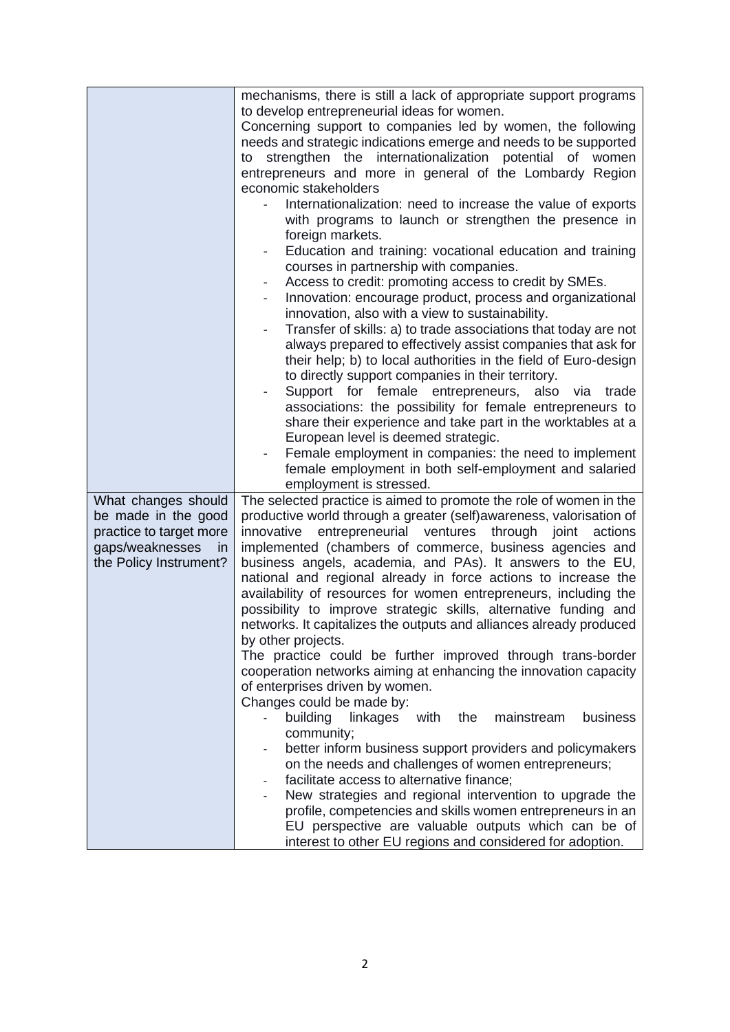| | |
|---|---|
| | mechanisms, there is still a lack of appropriate support programs to develop entrepreneurial ideas for women.<br>Concerning support to companies led by women, the following needs and strategic indications emerge and needs to be supported to strengthen the internationalization potential of women entrepreneurs and more in general of the Lombardy Region economic stakeholders<br>- Internationalization: need to increase the value of exports with programs to launch or strengthen the presence in foreign markets.<br>- Education and training: vocational education and training courses in partnership with companies.<br>- Access to credit: promoting access to credit by SMEs.<br>- Innovation: encourage product, process and organizational innovation, also with a view to sustainability.<br>- Transfer of skills: a) to trade associations that today are not always prepared to effectively assist companies that ask for their help; b) to local authorities in the field of Euro-design to directly support companies in their territory.<br>- Support for female entrepreneurs, also via trade associations: the possibility for female entrepreneurs to share their experience and take part in the worktables at a European level is deemed strategic.<br>- Female employment in companies: the need to implement female employment in both self-employment and salaried employment is stressed. |
| What changes should be made in the good practice to target more gaps/weaknesses in the Policy Instrument? | The selected practice is aimed to promote the role of women in the productive world through a greater (self)awareness, valorisation of innovative entrepreneurial ventures through joint actions implemented (chambers of commerce, business agencies and business angels, academia, and PAs). It answers to the EU, national and regional already in force actions to increase the availability of resources for women entrepreneurs, including the possibility to improve strategic skills, alternative funding and networks. It capitalizes the outputs and alliances already produced by other projects.<br>The practice could be further improved through trans-border cooperation networks aiming at enhancing the innovation capacity of enterprises driven by women.<br>Changes could be made by:<br>- building linkages with the mainstream business community;<br>- better inform business support providers and policymakers on the needs and challenges of women entrepreneurs;<br>- facilitate access to alternative finance;<br>- New strategies and regional intervention to upgrade the profile, competencies and skills women entrepreneurs in an EU perspective are valuable outputs which can be of interest to other EU regions and considered for adoption. |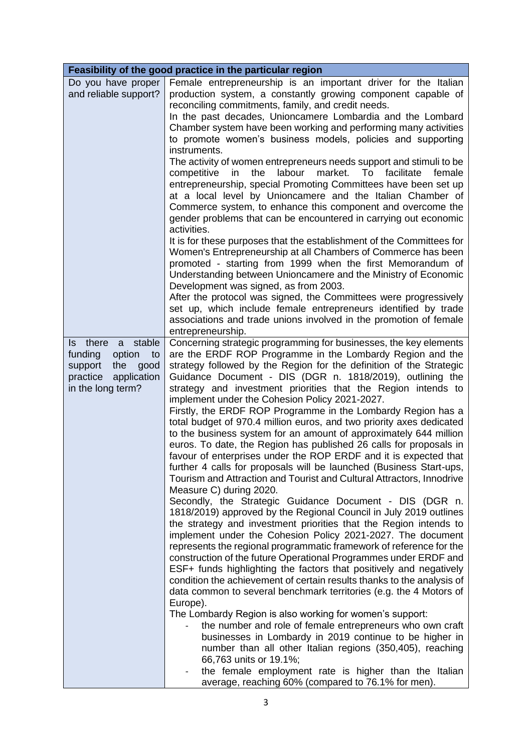| Feasibility of the good practice in the particular region | |
|---|---|
| Do you have proper and reliable support? | Female entrepreneurship is an important driver for the Italian production system, a constantly growing component capable of reconciling commitments, family, and credit needs.<br>In the past decades, Unioncamere Lombardia and the Lombard Chamber system have been working and performing many activities to promote women's business models, policies and supporting instruments.<br>The activity of women entrepreneurs needs support and stimuli to be competitive in the labour market. To facilitate female entrepreneurship, special Promoting Committees have been set up at a local level by Unioncamere and the Italian Chamber of Commerce system, to enhance this component and overcome the gender problems that can be encountered in carrying out economic activities.<br>It is for these purposes that the establishment of the Committees for Women's Entrepreneurship at all Chambers of Commerce has been promoted - starting from 1999 when the first Memorandum of Understanding between Unioncamere and the Ministry of Economic Development was signed, as from 2003.<br>After the protocol was signed, the Committees were progressively set up, which include female entrepreneurs identified by trade associations and trade unions involved in the promotion of female entrepreneurship. |
| Is there a stable funding option to support the good practice application in the long term? | Concerning strategic programming for businesses, the key elements are the ERDF ROP Programme in the Lombardy Region and the strategy followed by the Region for the definition of the Strategic Guidance Document - DIS (DGR n. 1818/2019), outlining the strategy and investment priorities that the Region intends to implement under the Cohesion Policy 2021-2027.<br>Firstly, the ERDF ROP Programme in the Lombardy Region has a total budget of 970.4 million euros, and two priority axes dedicated to the business system for an amount of approximately 644 million euros. To date, the Region has published 26 calls for proposals in favour of enterprises under the ROP ERDF and it is expected that further 4 calls for proposals will be launched (Business Start-ups, Tourism and Attraction and Tourist and Cultural Attractors, Innodrive Measure C) during 2020.<br>Secondly, the Strategic Guidance Document - DIS (DGR n. 1818/2019) approved by the Regional Council in July 2019 outlines the strategy and investment priorities that the Region intends to implement under the Cohesion Policy 2021-2027. The document represents the regional programmatic framework of reference for the construction of the future Operational Programmes under ERDF and ESF+ funds highlighting the factors that positively and negatively condition the achievement of certain results thanks to the analysis of data common to several benchmark territories (e.g. the 4 Motors of Europe).<br>The Lombardy Region is also working for women's support:<br>- the number and role of female entrepreneurs who own craft businesses in Lombardy in 2019 continue to be higher in number than all other Italian regions (350,405), reaching 66,763 units or 19.1%;<br>- the female employment rate is higher than the Italian average, reaching 60% (compared to 76.1% for men). |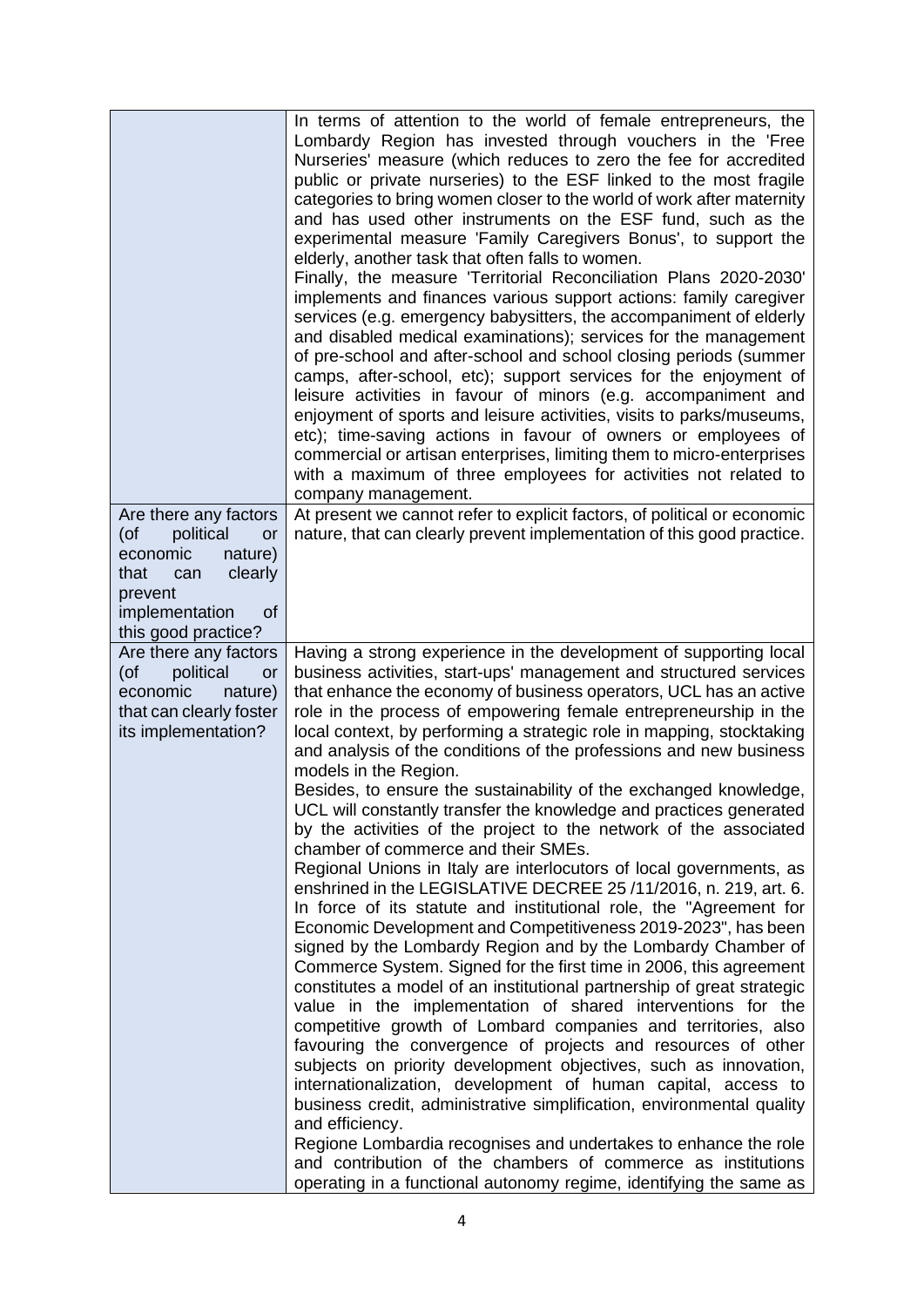| | |
|---|---|
| | In terms of attention to the world of female entrepreneurs, the Lombardy Region has invested through vouchers in the 'Free Nurseries' measure (which reduces to zero the fee for accredited public or private nurseries) to the ESF linked to the most fragile categories to bring women closer to the world of work after maternity and has used other instruments on the ESF fund, such as the experimental measure 'Family Caregivers Bonus', to support the elderly, another task that often falls to women.<br>Finally, the measure 'Territorial Reconciliation Plans 2020-2030' implements and finances various support actions: family caregiver services (e.g. emergency babysitters, the accompaniment of elderly and disabled medical examinations); services for the management of pre-school and after-school and school closing periods (summer camps, after-school, etc); support services for the enjoyment of leisure activities in favour of minors (e.g. accompaniment and enjoyment of sports and leisure activities, visits to parks/museums, etc); time-saving actions in favour of owners or employees of commercial or artisan enterprises, limiting them to micro-enterprises with a maximum of three employees for activities not related to company management. |
| Are there any factors (of political or economic nature) that can clearly prevent implementation of this good practice? | At present we cannot refer to explicit factors, of political or economic nature, that can clearly prevent implementation of this good practice. |
| Are there any factors (of political or economic nature) that can clearly foster its implementation? | Having a strong experience in the development of supporting local business activities, start-ups' management and structured services that enhance the economy of business operators, UCL has an active role in the process of empowering female entrepreneurship in the local context, by performing a strategic role in mapping, stocktaking and analysis of the conditions of the professions and new business models in the Region.<br>Besides, to ensure the sustainability of the exchanged knowledge, UCL will constantly transfer the knowledge and practices generated by the activities of the project to the network of the associated chamber of commerce and their SMEs.<br>Regional Unions in Italy are interlocutors of local governments, as enshrined in the LEGISLATIVE DECREE 25 /11/2016, n. 219, art. 6. In force of its statute and institutional role, the "Agreement for Economic Development and Competitiveness 2019-2023", has been signed by the Lombardy Region and by the Lombardy Chamber of Commerce System. Signed for the first time in 2006, this agreement constitutes a model of an institutional partnership of great strategic value in the implementation of shared interventions for the competitive growth of Lombard companies and territories, also favouring the convergence of projects and resources of other subjects on priority development objectives, such as innovation, internationalization, development of human capital, access to business credit, administrative simplification, environmental quality and efficiency.<br>Regione Lombardia recognises and undertakes to enhance the role and contribution of the chambers of commerce as institutions operating in a functional autonomy regime, identifying the same as |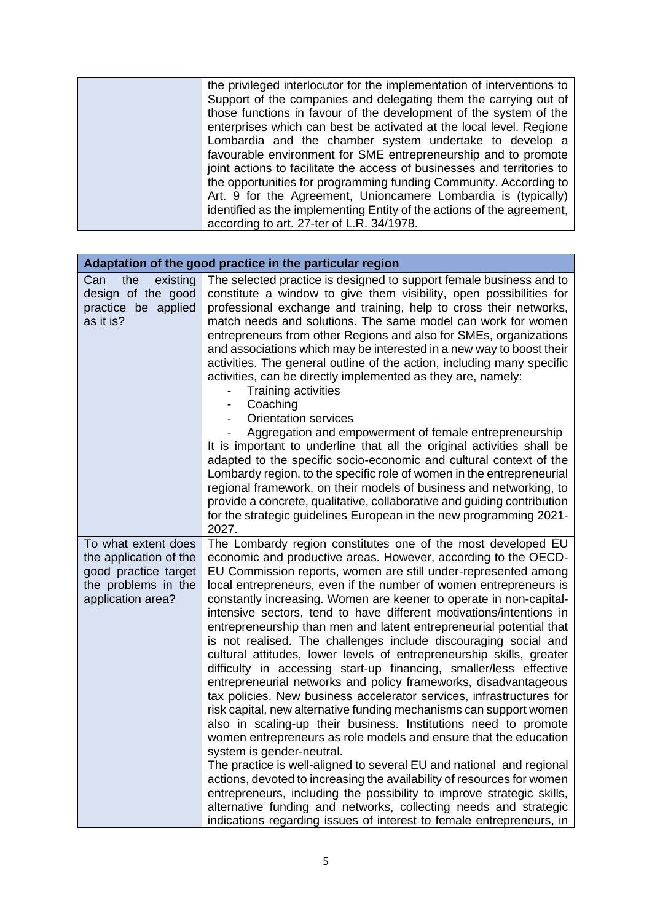| | |
|---|---|
| | the privileged interlocutor for the implementation of interventions to Support of the companies and delegating them the carrying out of those functions in favour of the development of the system of the enterprises which can best be activated at the local level. Regione Lombardia and the chamber system undertake to develop a favourable environment for SME entrepreneurship and to promote joint actions to facilitate the access of businesses and territories to the opportunities for programming funding Community. According to Art. 9 for the Agreement, Unioncamere Lombardia is (typically) identified as the implementing Entity of the actions of the agreement, according to art. 27-ter of L.R. 34/1978. |

| **Adaptation of the good practice in the particular region** | |
|---|---|
| Can the existing design of the good practice be applied as it is? | The selected practice is designed to support female business and to constitute a window to give them visibility, open possibilities for professional exchange and training, help to cross their networks, match needs and solutions. The same model can work for women entrepreneurs from other Regions and also for SMEs, organizations and associations which may be interested in a new way to boost their activities. The general outline of the action, including many specific activities, can be directly implemented as they are, namely: <br>- Training activities <br>- Coaching <br>- Orientation services <br>- Aggregation and empowerment of female entrepreneurship <br>It is important to underline that all the original activities shall be adapted to the specific socio-economic and cultural context of the Lombardy region, to the specific role of women in the entrepreneurial regional framework, on their models of business and networking, to provide a concrete, qualitative, collaborative and guiding contribution for the strategic guidelines European in the new programming 2021-2027. |
| To what extent does the application of the good practice target the problems in the application area? | The Lombardy region constitutes one of the most developed EU economic and productive areas. However, according to the OECD-EU Commission reports, women are still under-represented among local entrepreneurs, even if the number of women entrepreneurs is constantly increasing. Women are keener to operate in non-capital-intensive sectors, tend to have different motivations/intentions in entrepreneurship than men and latent entrepreneurial potential that is not realised. The challenges include discouraging social and cultural attitudes, lower levels of entrepreneurship skills, greater difficulty in accessing start-up financing, smaller/less effective entrepreneurial networks and policy frameworks, disadvantageous tax policies. New business accelerator services, infrastructures for risk capital, new alternative funding mechanisms can support women also in scaling-up their business. Institutions need to promote women entrepreneurs as role models and ensure that the education system is gender-neutral. <br>The practice is well-aligned to several EU and national and regional actions, devoted to increasing the availability of resources for women entrepreneurs, including the possibility to improve strategic skills, alternative funding and networks, collecting needs and strategic indications regarding issues of interest to female entrepreneurs, in |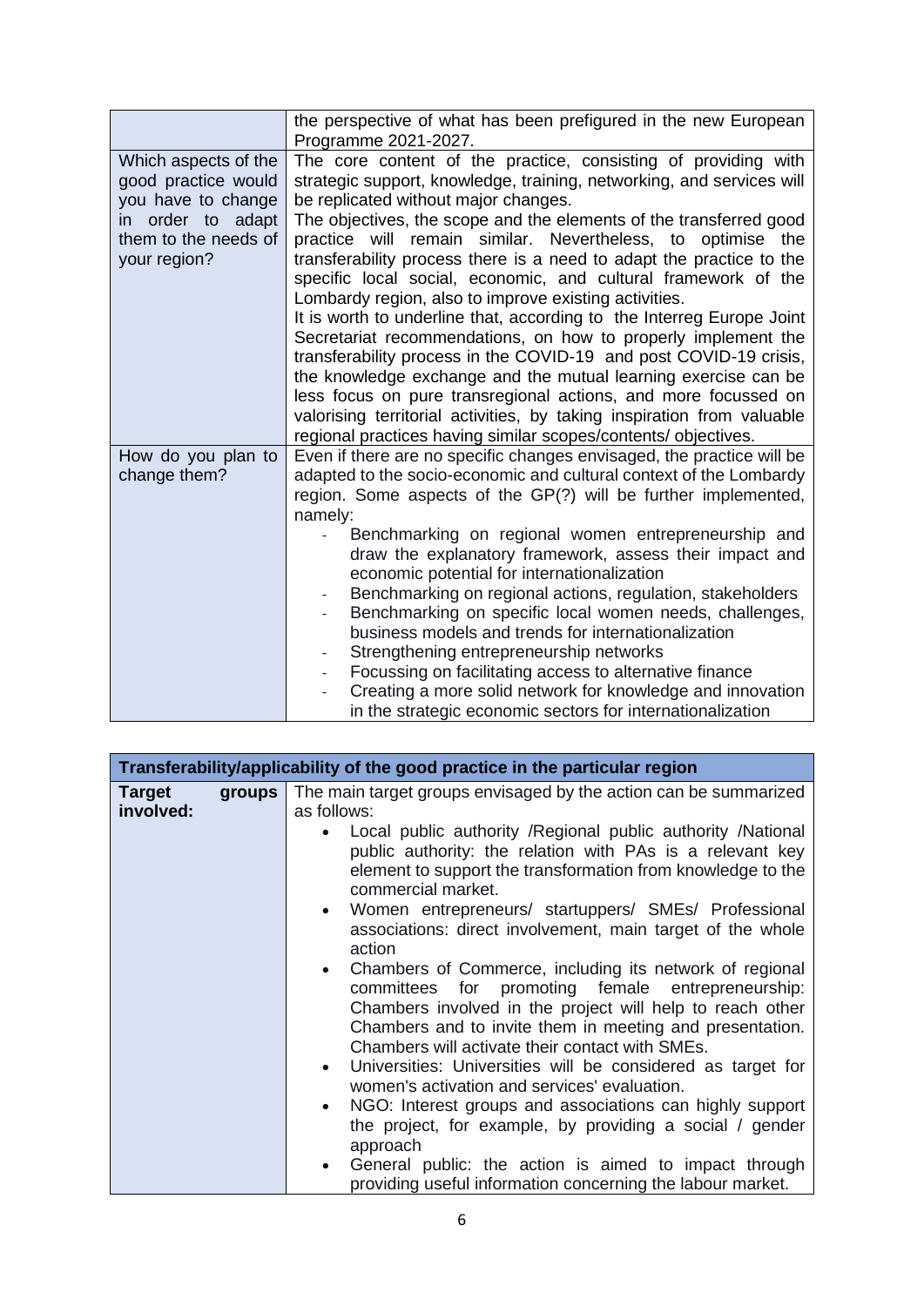| | |
|---|---|
| | the perspective of what has been prefigured in the new European Programme 2021-2027. |
| Which aspects of the good practice would you have to change in order to adapt them to the needs of your region? | The core content of the practice, consisting of providing with strategic support, knowledge, training, networking, and services will be replicated without major changes.<br>The objectives, the scope and the elements of the transferred good practice will remain similar. Nevertheless, to optimise the transferability process there is a need to adapt the practice to the specific local social, economic, and cultural framework of the Lombardy region, also to improve existing activities.<br>It is worth to underline that, according to the Interreg Europe Joint Secretariat recommendations, on how to properly implement the transferability process in the COVID-19 and post COVID-19 crisis, the knowledge exchange and the mutual learning exercise can be less focus on pure transregional actions, and more focussed on valorising territorial activities, by taking inspiration from valuable regional practices having similar scopes/contents/ objectives. |
| How do you plan to change them? | Even if there are no specific changes envisaged, the practice will be adapted to the socio-economic and cultural context of the Lombardy region. Some aspects of the GP(?) will be further implemented, namely:<br>- Benchmarking on regional women entrepreneurship and draw the explanatory framework, assess their impact and economic potential for internationalization<br>- Benchmarking on regional actions, regulation, stakeholders<br>- Benchmarking on specific local women needs, challenges, business models and trends for internationalization<br>- Strengthening entrepreneurship networks<br>- Focussing on facilitating access to alternative finance<br>- Creating a more solid network for knowledge and innovation in the strategic economic sectors for internationalization |

| **Transferability/applicability of the good practice in the particular region** | |
|---|---|
| **Target groups involved:** | The main target groups envisaged by the action can be summarized as follows:<br>• Local public authority /Regional public authority /National public authority: the relation with PAs is a relevant key element to support the transformation from knowledge to the commercial market.<br>• Women entrepreneurs/ startuppers/ SMEs/ Professional associations: direct involvement, main target of the whole action<br>• Chambers of Commerce, including its network of regional committees for promoting female entrepreneurship: Chambers involved in the project will help to reach other Chambers and to invite them in meeting and presentation. Chambers will activate their contact with SMEs.<br>• Universities: Universities will be considered as target for women's activation and services' evaluation.<br>• NGO: Interest groups and associations can highly support the project, for example, by providing a social / gender approach<br>• General public: the action is aimed to impact through providing useful information concerning the labour market. |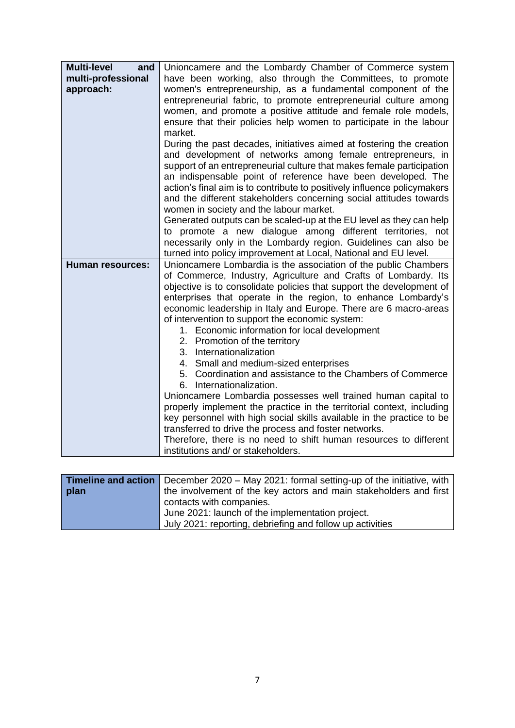| | |
|---|---|
| **Multi-level and multi-professional approach:** | Unioncamere and the Lombardy Chamber of Commerce system have been working, also through the Committees, to promote women's entrepreneurship, as a fundamental component of the entrepreneurial fabric, to promote entrepreneurial culture among women, and promote a positive attitude and female role models, ensure that their policies help women to participate in the labour market.<br>During the past decades, initiatives aimed at fostering the creation and development of networks among female entrepreneurs, in support of an entrepreneurial culture that makes female participation an indispensable point of reference have been developed. The action's final aim is to contribute to positively influence policymakers and the different stakeholders concerning social attitudes towards women in society and the labour market.<br>Generated outputs can be scaled-up at the EU level as they can help to promote a new dialogue among different territories, not necessarily only in the Lombardy region. Guidelines can also be turned into policy improvement at Local, National and EU level. |
| **Human resources:** | Unioncamere Lombardia is the association of the public Chambers of Commerce, Industry, Agriculture and Crafts of Lombardy. Its objective is to consolidate policies that support the development of enterprises that operate in the region, to enhance Lombardy's economic leadership in Italy and Europe. There are 6 macro-areas of intervention to support the economic system:<br>1. Economic information for local development<br>2. Promotion of the territory<br>3. Internationalization<br>4. Small and medium-sized enterprises<br>5. Coordination and assistance to the Chambers of Commerce<br>6. Internationalization.<br>Unioncamere Lombardia possesses well trained human capital to properly implement the practice in the territorial context, including key personnel with high social skills available in the practice to be transferred to drive the process and foster networks.<br>Therefore, there is no need to shift human resources to different institutions and/ or stakeholders. |

| | |
|---|---|
| **Timeline and action plan** | December 2020 – May 2021: formal setting-up of the initiative, with the involvement of the key actors and main stakeholders and first contacts with companies.<br>June 2021: launch of the implementation project.<br>July 2021: reporting, debriefing and follow up activities |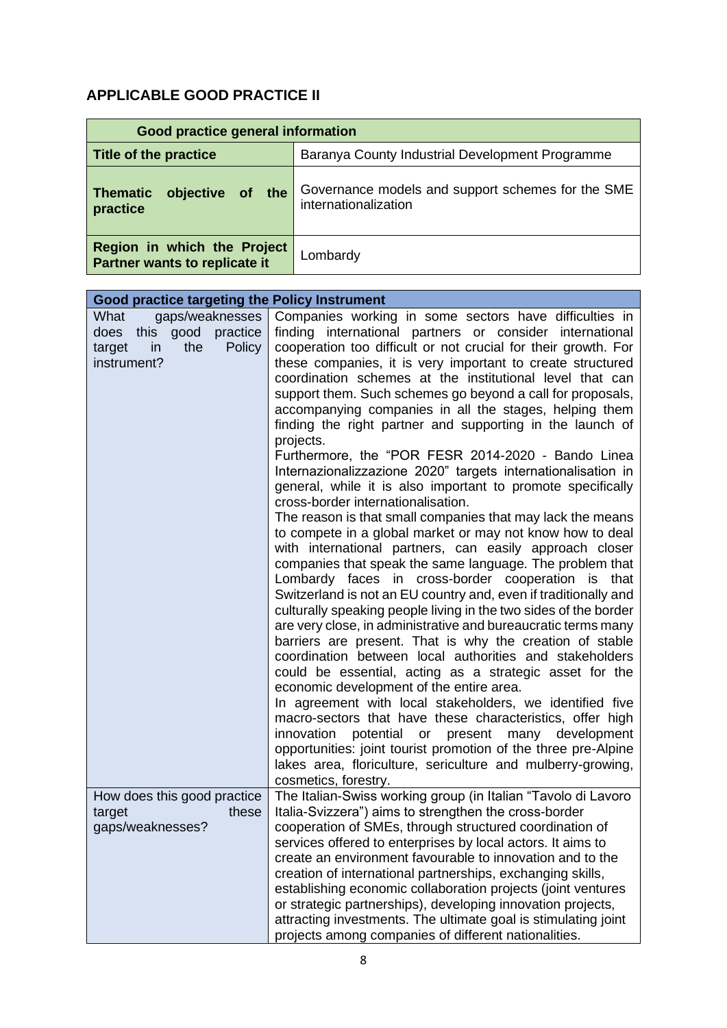## APPLICABLE GOOD PRACTICE II

| Good practice general information | |
|---|---|
| **Title of the practice** | Baranya County Industrial Development Programme |
| **Thematic objective of the practice** | Governance models and support schemes for the SME internationalization |
| **Region in which the Project Partner wants to replicate it** | Lombardy |

| Good practice targeting the Policy Instrument | |
|---|---|
| What gaps/weaknesses does this good practice target in the Policy instrument? | Companies working in some sectors have difficulties in finding international partners or consider international cooperation too difficult or not crucial for their growth. For these companies, it is very important to create structured coordination schemes at the institutional level that can support them. Such schemes go beyond a call for proposals, accompanying companies in all the stages, helping them finding the right partner and supporting in the launch of projects.<br>Furthermore, the "POR FESR 2014-2020 - Bando Linea Internazionalizzazione 2020" targets internationalisation in general, while it is also important to promote specifically cross-border internationalisation.<br>The reason is that small companies that may lack the means to compete in a global market or may not know how to deal with international partners, can easily approach closer companies that speak the same language. The problem that Lombardy faces in cross-border cooperation is that Switzerland is not an EU country and, even if traditionally and culturally speaking people living in the two sides of the border are very close, in administrative and bureaucratic terms many barriers are present. That is why the creation of stable coordination between local authorities and stakeholders could be essential, acting as a strategic asset for the economic development of the entire area.<br>In agreement with local stakeholders, we identified five macro-sectors that have these characteristics, offer high innovation potential or present many development opportunities: joint tourist promotion of the three pre-Alpine lakes area, floriculture, sericulture and mulberry-growing, cosmetics, forestry. |
| How does this good practice target these gaps/weaknesses? | The Italian-Swiss working group (in Italian "Tavolo di Lavoro Italia-Svizzera") aims to strengthen the cross-border cooperation of SMEs, through structured coordination of services offered to enterprises by local actors. It aims to create an environment favourable to innovation and to the creation of international partnerships, exchanging skills, establishing economic collaboration projects (joint ventures or strategic partnerships), developing innovation projects, attracting investments. The ultimate goal is stimulating joint projects among companies of different nationalities. |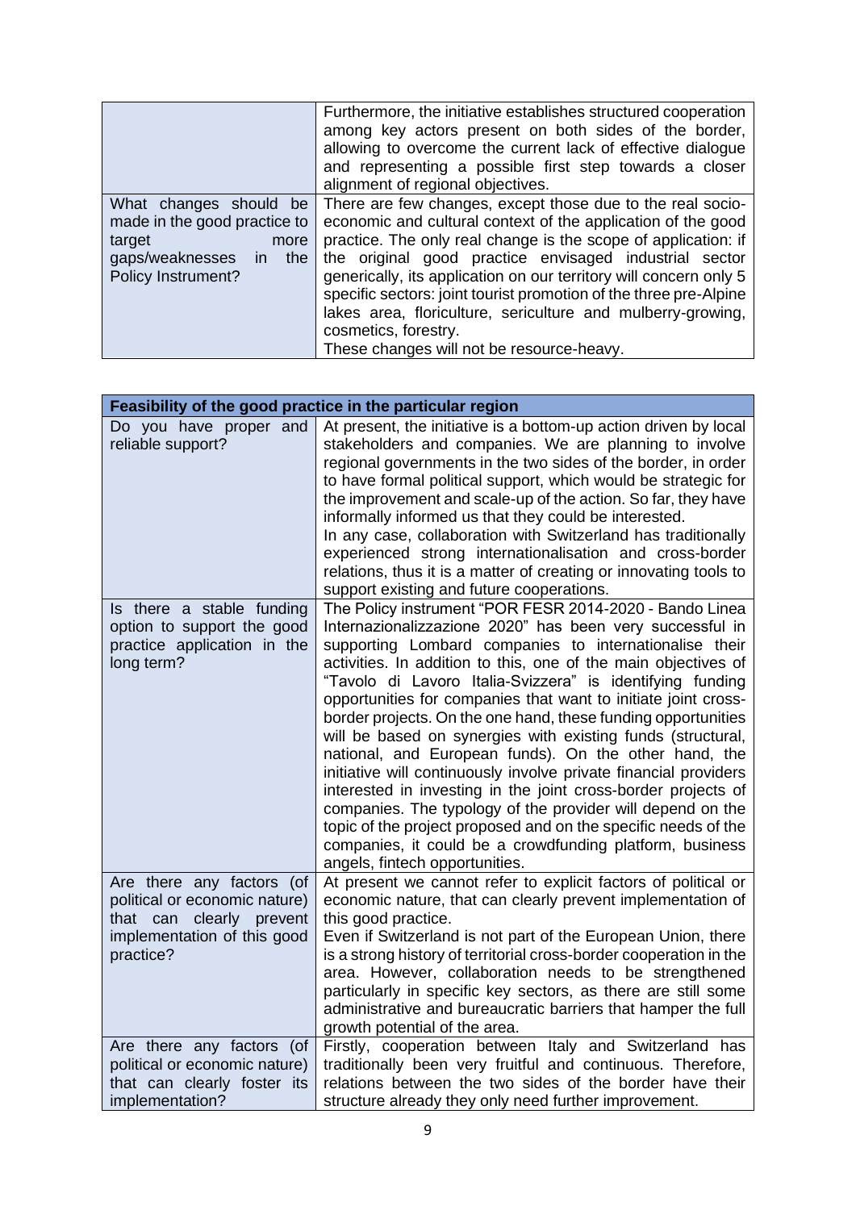| | |
|---|---|
| | Furthermore, the initiative establishes structured cooperation among key actors present on both sides of the border, allowing to overcome the current lack of effective dialogue and representing a possible first step towards a closer alignment of regional objectives. |
| What changes should be made in the good practice to target more gaps/weaknesses in the Policy Instrument? | There are few changes, except those due to the real socio-economic and cultural context of the application of the good practice. The only real change is the scope of application: if the original good practice envisaged industrial sector generically, its application on our territory will concern only 5 specific sectors: joint tourist promotion of the three pre-Alpine lakes area, floriculture, sericulture and mulberry-growing, cosmetics, forestry.<br>These changes will not be resource-heavy. |

| **Feasibility of the good practice in the particular region** | |
|---|---|
| Do you have proper and reliable support? | At present, the initiative is a bottom-up action driven by local stakeholders and companies. We are planning to involve regional governments in the two sides of the border, in order to have formal political support, which would be strategic for the improvement and scale-up of the action. So far, they have informally informed us that they could be interested.<br>In any case, collaboration with Switzerland has traditionally experienced strong internationalisation and cross-border relations, thus it is a matter of creating or innovating tools to support existing and future cooperations. |
| Is there a stable funding option to support the good practice application in the long term? | The Policy instrument "POR FESR 2014-2020 - Bando Linea Internazionalizzazione 2020" has been very successful in supporting Lombard companies to internationalise their activities. In addition to this, one of the main objectives of "Tavolo di Lavoro Italia-Svizzera" is identifying funding opportunities for companies that want to initiate joint cross-border projects. On the one hand, these funding opportunities will be based on synergies with existing funds (structural, national, and European funds). On the other hand, the initiative will continuously involve private financial providers interested in investing in the joint cross-border projects of companies. The typology of the provider will depend on the topic of the project proposed and on the specific needs of the companies, it could be a crowdfunding platform, business angels, fintech opportunities. |
| Are there any factors (of political or economic nature) that can clearly prevent implementation of this good practice? | At present we cannot refer to explicit factors of political or economic nature, that can clearly prevent implementation of this good practice.<br>Even if Switzerland is not part of the European Union, there is a strong history of territorial cross-border cooperation in the area. However, collaboration needs to be strengthened particularly in specific key sectors, as there are still some administrative and bureaucratic barriers that hamper the full growth potential of the area. |
| Are there any factors (of political or economic nature) that can clearly foster its implementation? | Firstly, cooperation between Italy and Switzerland has traditionally been very fruitful and continuous. Therefore, relations between the two sides of the border have their structure already they only need further improvement. |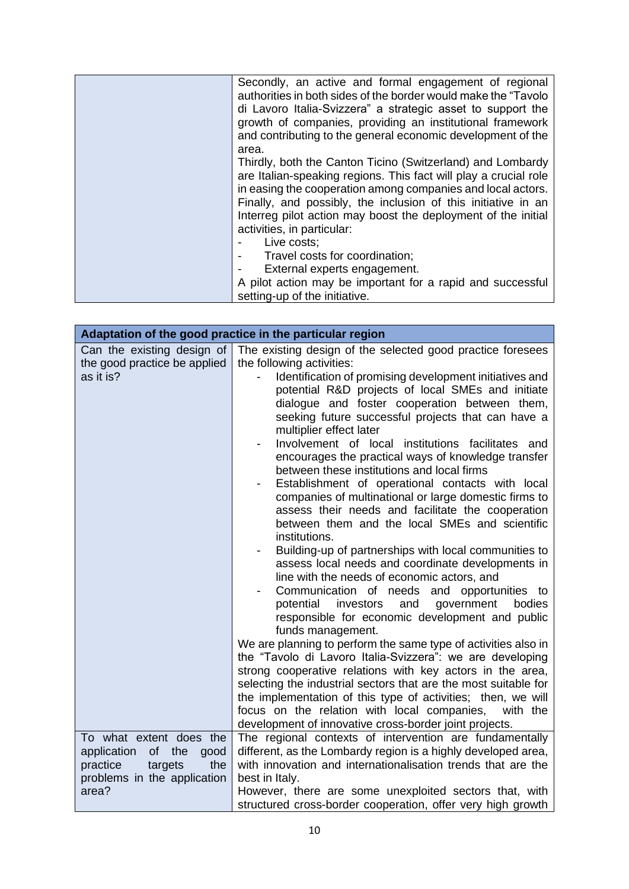| | |
|---|---|
| | Secondly, an active and formal engagement of regional authorities in both sides of the border would make the "Tavolo di Lavoro Italia-Svizzera" a strategic asset to support the growth of companies, providing an institutional framework and contributing to the general economic development of the area.<br>Thirdly, both the Canton Ticino (Switzerland) and Lombardy are Italian-speaking regions. This fact will play a crucial role in easing the cooperation among companies and local actors.<br>Finally, and possibly, the inclusion of this initiative in an Interreg pilot action may boost the deployment of the initial activities, in particular:<br>- Live costs;<br>- Travel costs for coordination;<br>- External experts engagement.<br>A pilot action may be important for a rapid and successful setting-up of the initiative. |

| **Adaptation of the good practice in the particular region** | |
|---|---|
| Can the existing design of the good practice be applied as it is? | The existing design of the selected good practice foresees the following activities:<br>- Identification of promising development initiatives and potential R&D projects of local SMEs and initiate dialogue and foster cooperation between them, seeking future successful projects that can have a multiplier effect later<br>- Involvement of local institutions facilitates and encourages the practical ways of knowledge transfer between these institutions and local firms<br>- Establishment of operational contacts with local companies of multinational or large domestic firms to assess their needs and facilitate the cooperation between them and the local SMEs and scientific institutions.<br>- Building-up of partnerships with local communities to assess local needs and coordinate developments in line with the needs of economic actors, and<br>- Communication of needs and opportunities to potential investors and government bodies responsible for economic development and public funds management.<br>We are planning to perform the same type of activities also in the "Tavolo di Lavoro Italia-Svizzera": we are developing strong cooperative relations with key actors in the area, selecting the industrial sectors that are the most suitable for the implementation of this type of activities; then, we will focus on the relation with local companies, with the development of innovative cross-border joint projects. |
| To what extent does the application of the good practice targets the problems in the application area? | The regional contexts of intervention are fundamentally different, as the Lombardy region is a highly developed area, with innovation and internationalisation trends that are the best in Italy.<br>However, there are some unexploited sectors that, with structured cross-border cooperation, offer very high growth |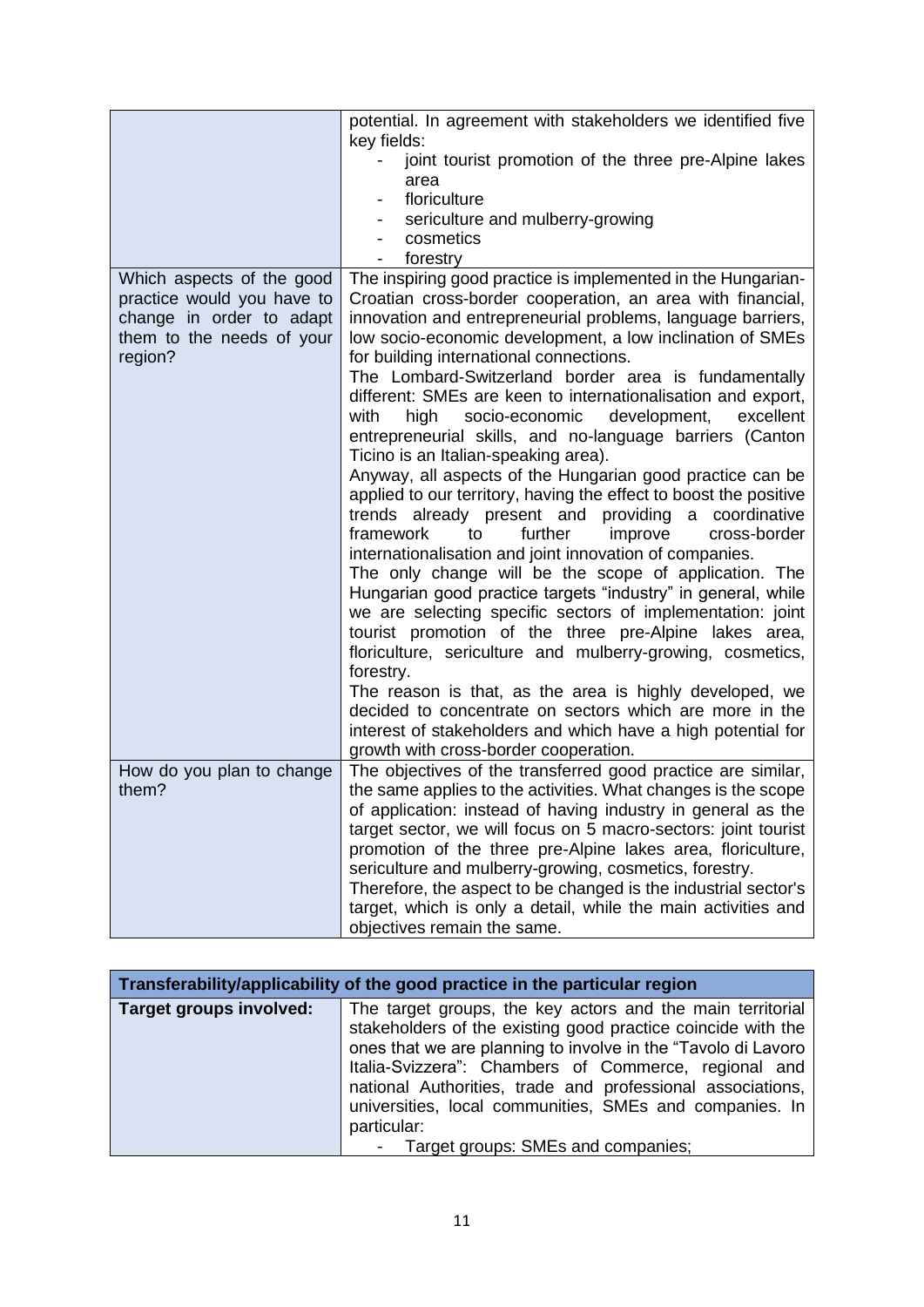| | |
|---|---|
| | potential. In agreement with stakeholders we identified five key fields:<br>- joint tourist promotion of the three pre-Alpine lakes area<br>- floriculture<br>- sericulture and mulberry-growing<br>- cosmetics<br>- forestry |
| Which aspects of the good practice would you have to change in order to adapt them to the needs of your region? | The inspiring good practice is implemented in the Hungarian-Croatian cross-border cooperation, an area with financial, innovation and entrepreneurial problems, language barriers, low socio-economic development, a low inclination of SMEs for building international connections.<br>The Lombard-Switzerland border area is fundamentally different: SMEs are keen to internationalisation and export, with high socio-economic development, excellent entrepreneurial skills, and no-language barriers (Canton Ticino is an Italian-speaking area).<br>Anyway, all aspects of the Hungarian good practice can be applied to our territory, having the effect to boost the positive trends already present and providing a coordinative framework to further improve cross-border internationalisation and joint innovation of companies.<br>The only change will be the scope of application. The Hungarian good practice targets "industry" in general, while we are selecting specific sectors of implementation: joint tourist promotion of the three pre-Alpine lakes area, floriculture, sericulture and mulberry-growing, cosmetics, forestry.<br>The reason is that, as the area is highly developed, we decided to concentrate on sectors which are more in the interest of stakeholders and which have a high potential for growth with cross-border cooperation. |
| How do you plan to change them? | The objectives of the transferred good practice are similar, the same applies to the activities. What changes is the scope of application: instead of having industry in general as the target sector, we will focus on 5 macro-sectors: joint tourist promotion of the three pre-Alpine lakes area, floriculture, sericulture and mulberry-growing, cosmetics, forestry.<br>Therefore, the aspect to be changed is the industrial sector's target, which is only a detail, while the main activities and objectives remain the same. |

| **Transferability/applicability of the good practice in the particular region** | |
|---|---|
| **Target groups involved:** | The target groups, the key actors and the main territorial stakeholders of the existing good practice coincide with the ones that we are planning to involve in the "Tavolo di Lavoro Italia-Svizzera": Chambers of Commerce, regional and national Authorities, trade and professional associations, universities, local communities, SMEs and companies. In particular:<br>- Target groups: SMEs and companies; |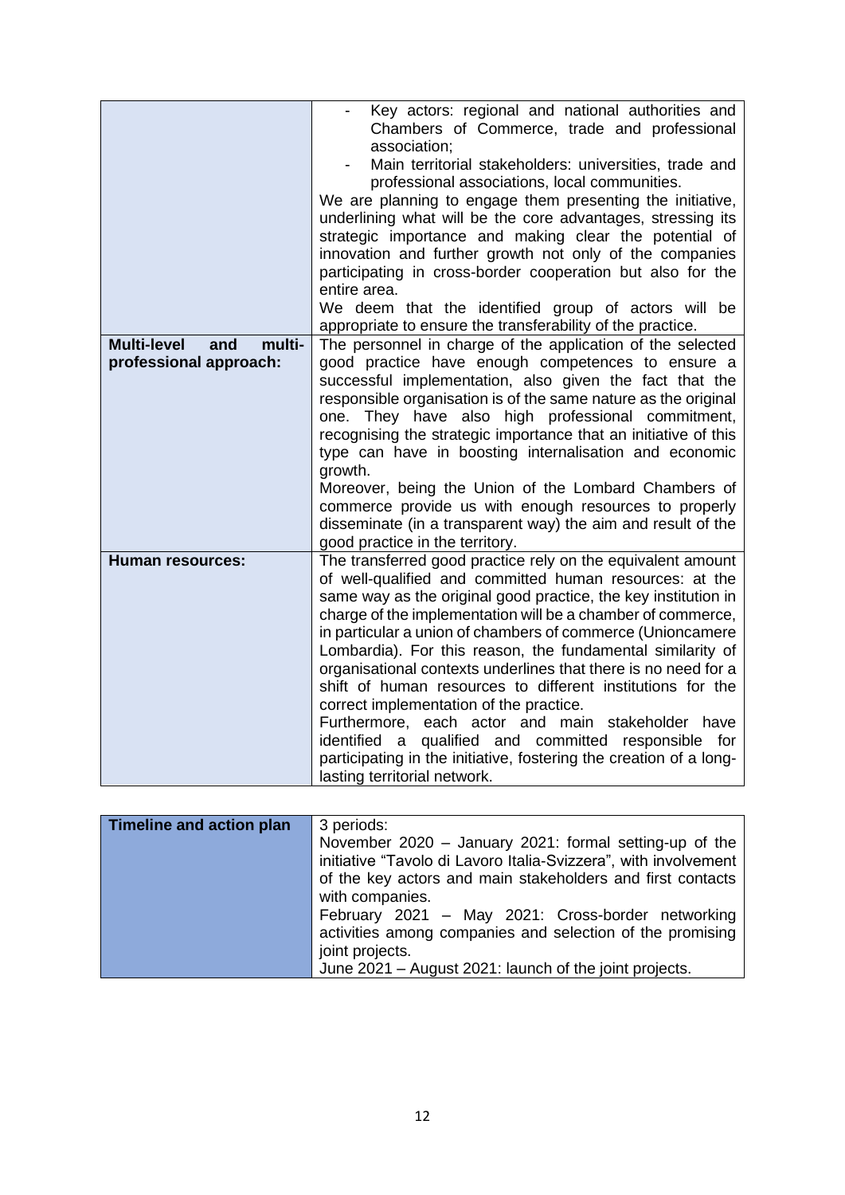| | |
|---|---|
| | - Key actors: regional and national authorities and Chambers of Commerce, trade and professional association;<br>- Main territorial stakeholders: universities, trade and professional associations, local communities.<br>We are planning to engage them presenting the initiative, underlining what will be the core advantages, stressing its strategic importance and making clear the potential of innovation and further growth not only of the companies participating in cross-border cooperation but also for the entire area.<br>We deem that the identified group of actors will be appropriate to ensure the transferability of the practice. |
| **Multi-level and multi-professional approach:** | The personnel in charge of the application of the selected good practice have enough competences to ensure a successful implementation, also given the fact that the responsible organisation is of the same nature as the original one. They have also high professional commitment, recognising the strategic importance that an initiative of this type can have in boosting internalisation and economic growth.<br>Moreover, being the Union of the Lombard Chambers of commerce provide us with enough resources to properly disseminate (in a transparent way) the aim and result of the good practice in the territory. |
| **Human resources:** | The transferred good practice rely on the equivalent amount of well-qualified and committed human resources: at the same way as the original good practice, the key institution in charge of the implementation will be a chamber of commerce, in particular a union of chambers of commerce (Unioncamere Lombardia). For this reason, the fundamental similarity of organisational contexts underlines that there is no need for a shift of human resources to different institutions for the correct implementation of the practice.<br>Furthermore, each actor and main stakeholder have identified a qualified and committed responsible for participating in the initiative, fostering the creation of a long-lasting territorial network. |

| | |
|---|---|
| **Timeline and action plan** | 3 periods:<br>November 2020 – January 2021: formal setting-up of the initiative "Tavolo di Lavoro Italia-Svizzera", with involvement of the key actors and main stakeholders and first contacts with companies.<br>February 2021 – May 2021: Cross-border networking activities among companies and selection of the promising joint projects.<br>June 2021 – August 2021: launch of the joint projects. |